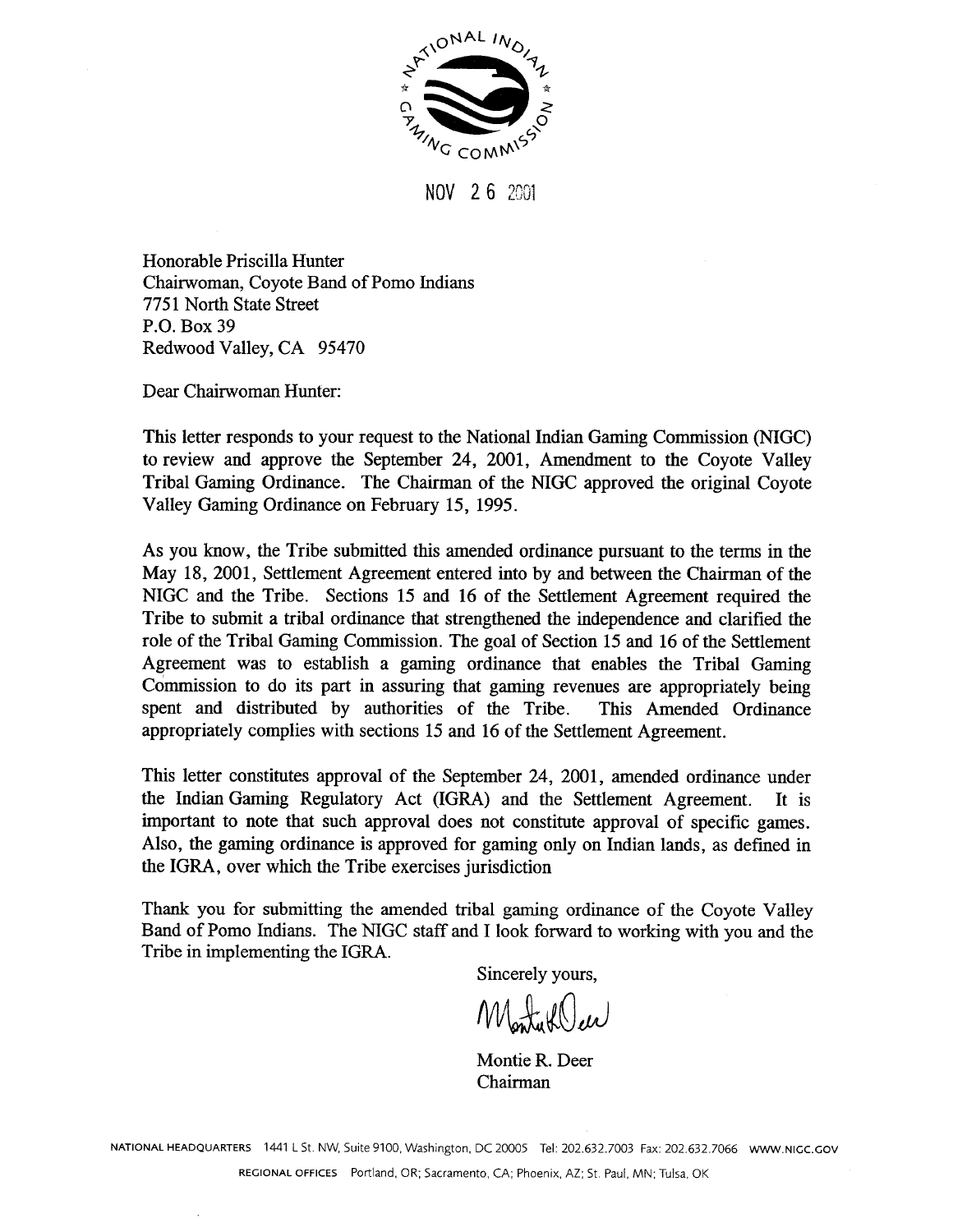NATIONAL INDIAN GAMING COMMISSION

NOV 26 2001

Honorable Priscilla Hunter
Chairwoman, Coyote Band of Pomo Indians
7751 North State Street
P.O. Box 39
Redwood Valley, CA 95470

Dear Chairwoman Hunter:

This letter responds to your request to the National Indian Gaming Commission (NIGC) to review and approve the September 24, 2001, Amendment to the Coyote Valley Tribal Gaming Ordinance. The Chairman of the NIGC approved the original Coyote Valley Gaming Ordinance on February 15, 1995.

As you know, the Tribe submitted this amended ordinance pursuant to the terms in the May 18, 2001, Settlement Agreement entered into by and between the Chairman of the NIGC and the Tribe. Sections 15 and 16 of the Settlement Agreement required the Tribe to submit a tribal ordinance that strengthened the independence and clarified the role of the Tribal Gaming Commission. The goal of Section 15 and 16 of the Settlement Agreement was to establish a gaming ordinance that enables the Tribal Gaming Commission to do its part in assuring that gaming revenues are appropriately being spent and distributed by authorities of the Tribe. This Amended Ordinance appropriately complies with sections 15 and 16 of the Settlement Agreement.

This letter constitutes approval of the September 24, 2001, amended ordinance under the Indian Gaming Regulatory Act (IGRA) and the Settlement Agreement. It is important to note that such approval does not constitute approval of specific games. Also, the gaming ordinance is approved for gaming only on Indian lands, as defined in the IGRA, over which the Tribe exercises jurisdiction

Thank you for submitting the amended tribal gaming ordinance of the Coyote Valley Band of Pomo Indians. The NIGC staff and I look forward to working with you and the Tribe in implementing the IGRA.

Sincerely yours,

Montie R. Deer
Chairman

NATIONAL HEADQUARTERS 1441 L St. NW, Suite 9100, Washington, DC 20005 Tel: 202.632.7003 Fax: 202.632.7066 WWW.NIGC.GOV

REGIONAL OFFICES Portland, OR; Sacramento, CA; Phoenix, AZ; St. Paul, MN; Tulsa, OK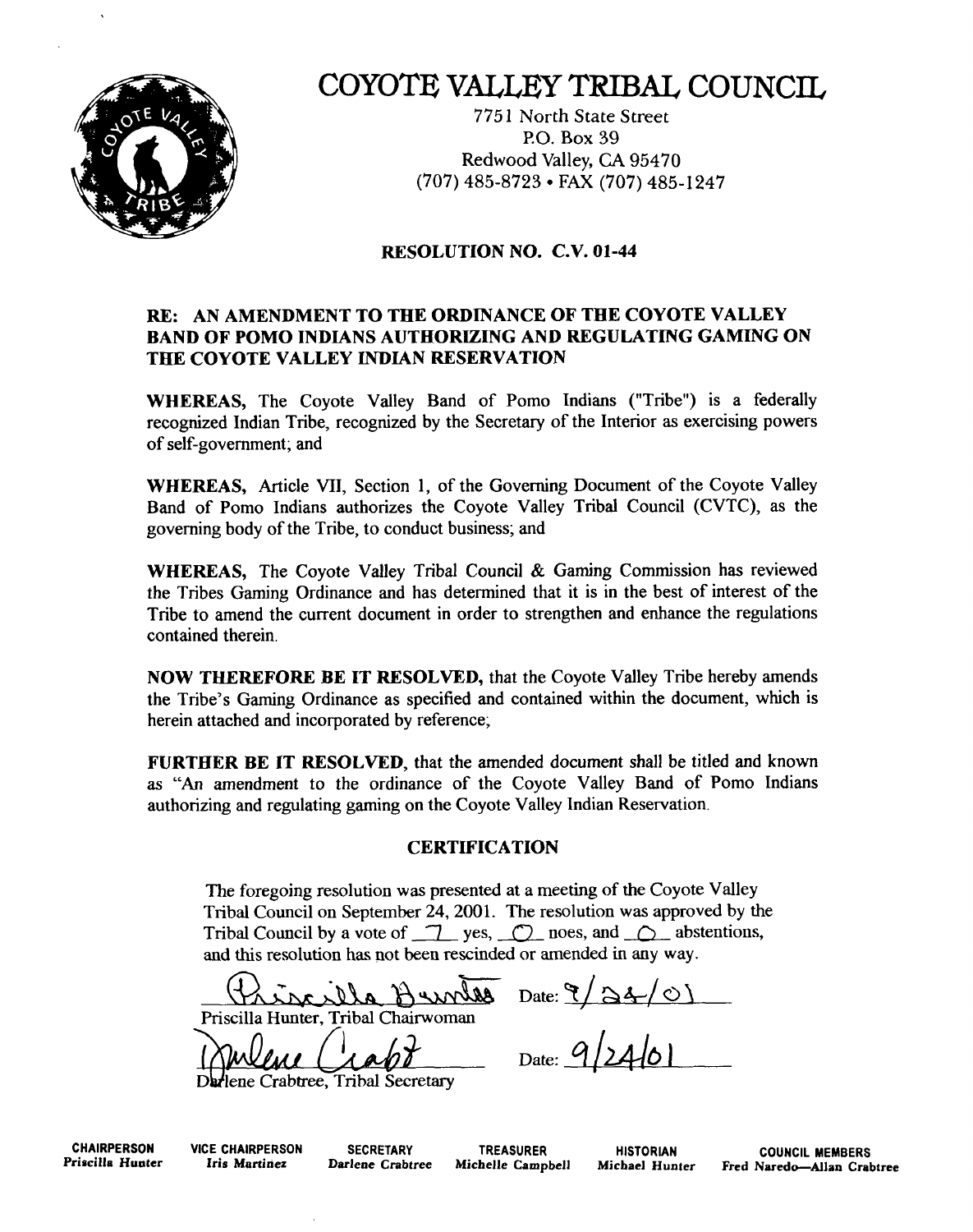# COYOTE VALLEY TRIBAL COUNCIL

7751 North State Street
P.O. Box 39
Redwood Valley, CA 95470
(707) 485-8723 • FAX (707) 485-1247

## RESOLUTION NO. C.V. 01-44

### RE: AN AMENDMENT TO THE ORDINANCE OF THE COYOTE VALLEY BAND OF POMO INDIANS AUTHORIZING AND REGULATING GAMING ON THE COYOTE VALLEY INDIAN RESERVATION

**WHEREAS,** The Coyote Valley Band of Pomo Indians ("Tribe") is a federally recognized Indian Tribe, recognized by the Secretary of the Interior as exercising powers of self-government; and

**WHEREAS,** Article VII, Section 1, of the Governing Document of the Coyote Valley Band of Pomo Indians authorizes the Coyote Valley Tribal Council (CVTC), as the governing body of the Tribe, to conduct business; and

**WHEREAS,** The Coyote Valley Tribal Council & Gaming Commission has reviewed the Tribes Gaming Ordinance and has determined that it is in the best of interest of the Tribe to amend the current document in order to strengthen and enhance the regulations contained therein.

**NOW THEREFORE BE IT RESOLVED,** that the Coyote Valley Tribe hereby amends the Tribe's Gaming Ordinance as specified and contained within the document, which is herein attached and incorporated by reference;

**FURTHER BE IT RESOLVED,** that the amended document shall be titled and known as "An amendment to the ordinance of the Coyote Valley Band of Pomo Indians authorizing and regulating gaming on the Coyote Valley Indian Reservation.

## CERTIFICATION

The foregoing resolution was presented at a meeting of the Coyote Valley Tribal Council on September 24, 2001. The resolution was approved by the Tribal Council by a vote of 7 yes, 0 noes, and 0 abstentions, and this resolution has not been rescinded or amended in any way.

Priscilla Hunter Date: 9/24/01
Priscilla Hunter, Tribal Chairwoman

Darlene Crabtree Date: 9/24/01
Darlene Crabtree, Tribal Secretary

| CHAIRPERSON | VICE CHAIRPERSON | SECRETARY | TREASURER | HISTORIAN | COUNCIL MEMBERS |
| --- | --- | --- | --- | --- | --- |
| Priscilla Hunter | Iris Martinez | Darlene Crabtree | Michelle Campbell | Michael Hunter | Fred Naredo—Allan Crabtree |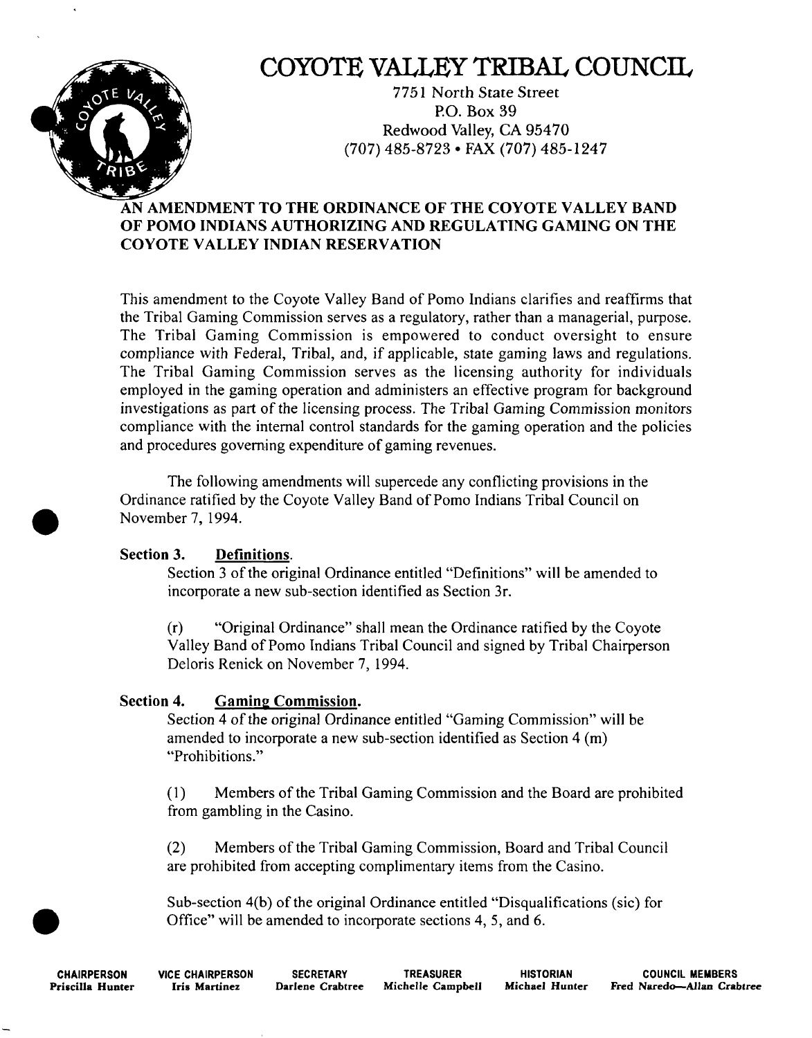# COYOTE VALLEY TRIBAL COUNCIL

7751 North State Street
P.O. Box 39
Redwood Valley, CA 95470
(707) 485-8723 • FAX (707) 485-1247

## AN AMENDMENT TO THE ORDINANCE OF THE COYOTE VALLEY BAND OF POMO INDIANS AUTHORIZING AND REGULATING GAMING ON THE COYOTE VALLEY INDIAN RESERVATION

This amendment to the Coyote Valley Band of Pomo Indians clarifies and reaffirms that the Tribal Gaming Commission serves as a regulatory, rather than a managerial, purpose. The Tribal Gaming Commission is empowered to conduct oversight to ensure compliance with Federal, Tribal, and, if applicable, state gaming laws and regulations. The Tribal Gaming Commission serves as the licensing authority for individuals employed in the gaming operation and administers an effective program for background investigations as part of the licensing process. The Tribal Gaming Commission monitors compliance with the internal control standards for the gaming operation and the policies and procedures governing expenditure of gaming revenues.

The following amendments will supercede any conflicting provisions in the Ordinance ratified by the Coyote Valley Band of Pomo Indians Tribal Council on November 7, 1994.

**Section 3. Definitions.**

Section 3 of the original Ordinance entitled "Definitions" will be amended to incorporate a new sub-section identified as Section 3r.

(r) "Original Ordinance" shall mean the Ordinance ratified by the Coyote Valley Band of Pomo Indians Tribal Council and signed by Tribal Chairperson Deloris Renick on November 7, 1994.

**Section 4. Gaming Commission.**

Section 4 of the original Ordinance entitled "Gaming Commission" will be amended to incorporate a new sub-section identified as Section 4 (m) "Prohibitions."

(1) Members of the Tribal Gaming Commission and the Board are prohibited from gambling in the Casino.

(2) Members of the Tribal Gaming Commission, Board and Tribal Council are prohibited from accepting complimentary items from the Casino.

Sub-section 4(b) of the original Ordinance entitled "Disqualifications (sic) for Office" will be amended to incorporate sections 4, 5, and 6.

| CHAIRPERSON | VICE CHAIRPERSON | SECRETARY | TREASURER | HISTORIAN | COUNCIL MEMBERS |
|---|---|---|---|---|---|
| Priscilla Hunter | Iris Martinez | Darlene Crabtree | Michelle Campbell | Michael Hunter | Fred Naredo—Allan Crabtree |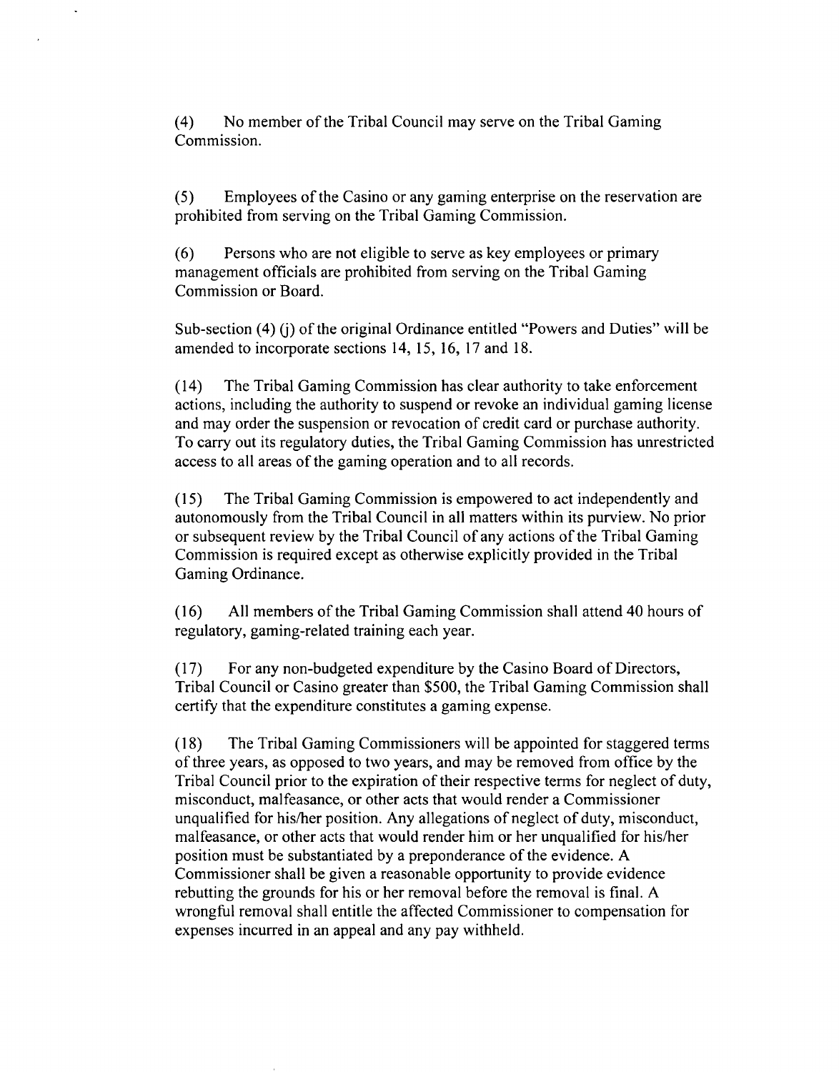(4) No member of the Tribal Council may serve on the Tribal Gaming Commission.

(5) Employees of the Casino or any gaming enterprise on the reservation are prohibited from serving on the Tribal Gaming Commission.

(6) Persons who are not eligible to serve as key employees or primary management officials are prohibited from serving on the Tribal Gaming Commission or Board.

Sub-section (4) (j) of the original Ordinance entitled "Powers and Duties" will be amended to incorporate sections 14, 15, 16, 17 and 18.

(14) The Tribal Gaming Commission has clear authority to take enforcement actions, including the authority to suspend or revoke an individual gaming license and may order the suspension or revocation of credit card or purchase authority. To carry out its regulatory duties, the Tribal Gaming Commission has unrestricted access to all areas of the gaming operation and to all records.

(15) The Tribal Gaming Commission is empowered to act independently and autonomously from the Tribal Council in all matters within its purview. No prior or subsequent review by the Tribal Council of any actions of the Tribal Gaming Commission is required except as otherwise explicitly provided in the Tribal Gaming Ordinance.

(16) All members of the Tribal Gaming Commission shall attend 40 hours of regulatory, gaming-related training each year.

(17) For any non-budgeted expenditure by the Casino Board of Directors, Tribal Council or Casino greater than $500, the Tribal Gaming Commission shall certify that the expenditure constitutes a gaming expense.

(18) The Tribal Gaming Commissioners will be appointed for staggered terms of three years, as opposed to two years, and may be removed from office by the Tribal Council prior to the expiration of their respective terms for neglect of duty, misconduct, malfeasance, or other acts that would render a Commissioner unqualified for his/her position. Any allegations of neglect of duty, misconduct, malfeasance, or other acts that would render him or her unqualified for his/her position must be substantiated by a preponderance of the evidence. A Commissioner shall be given a reasonable opportunity to provide evidence rebutting the grounds for his or her removal before the removal is final. A wrongful removal shall entitle the affected Commissioner to compensation for expenses incurred in an appeal and any pay withheld.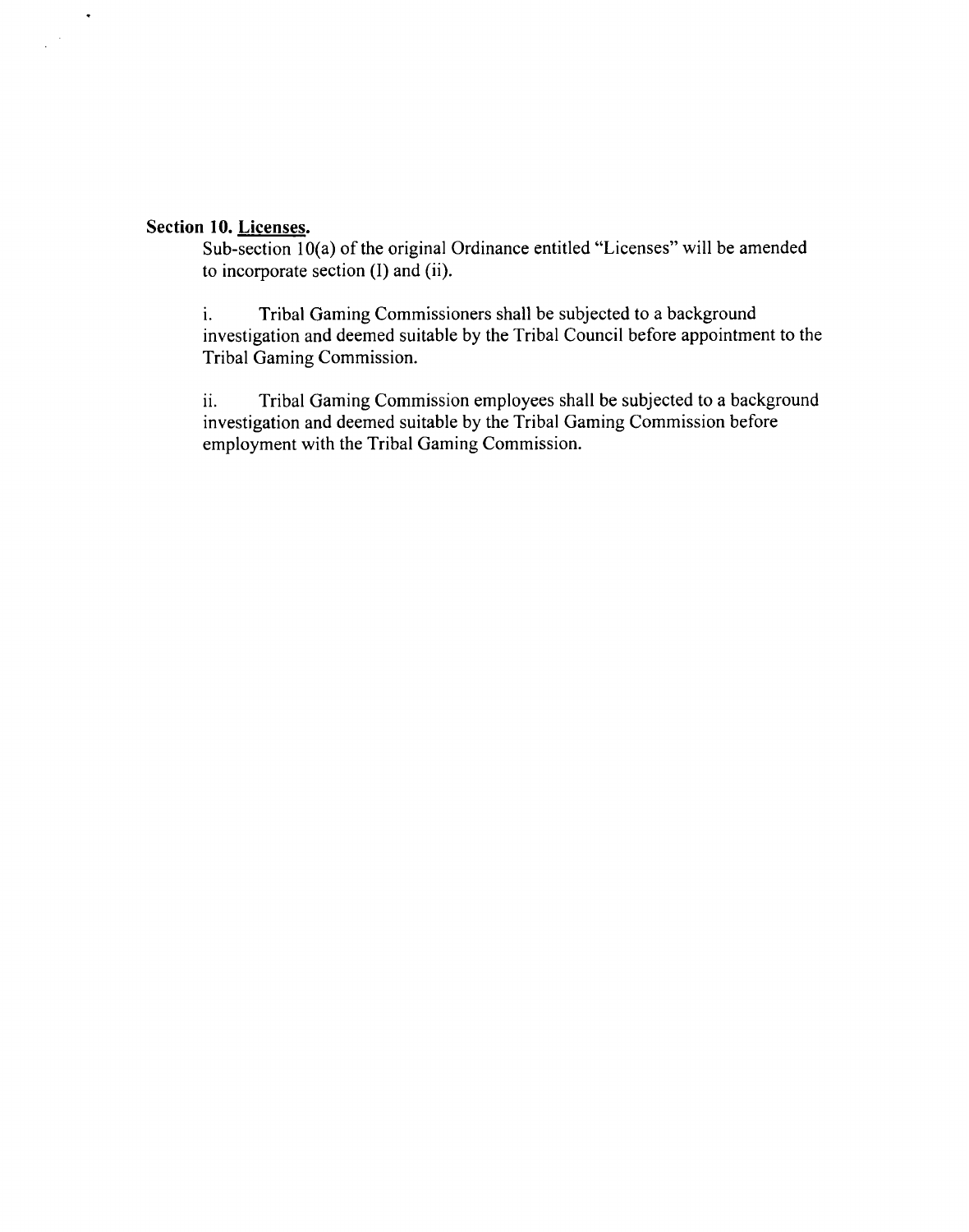**Section 10. Licenses.**

Sub-section 10(a) of the original Ordinance entitled "Licenses" will be amended to incorporate section (I) and (ii).

i. Tribal Gaming Commissioners shall be subjected to a background investigation and deemed suitable by the Tribal Council before appointment to the Tribal Gaming Commission.

ii. Tribal Gaming Commission employees shall be subjected to a background investigation and deemed suitable by the Tribal Gaming Commission before employment with the Tribal Gaming Commission.